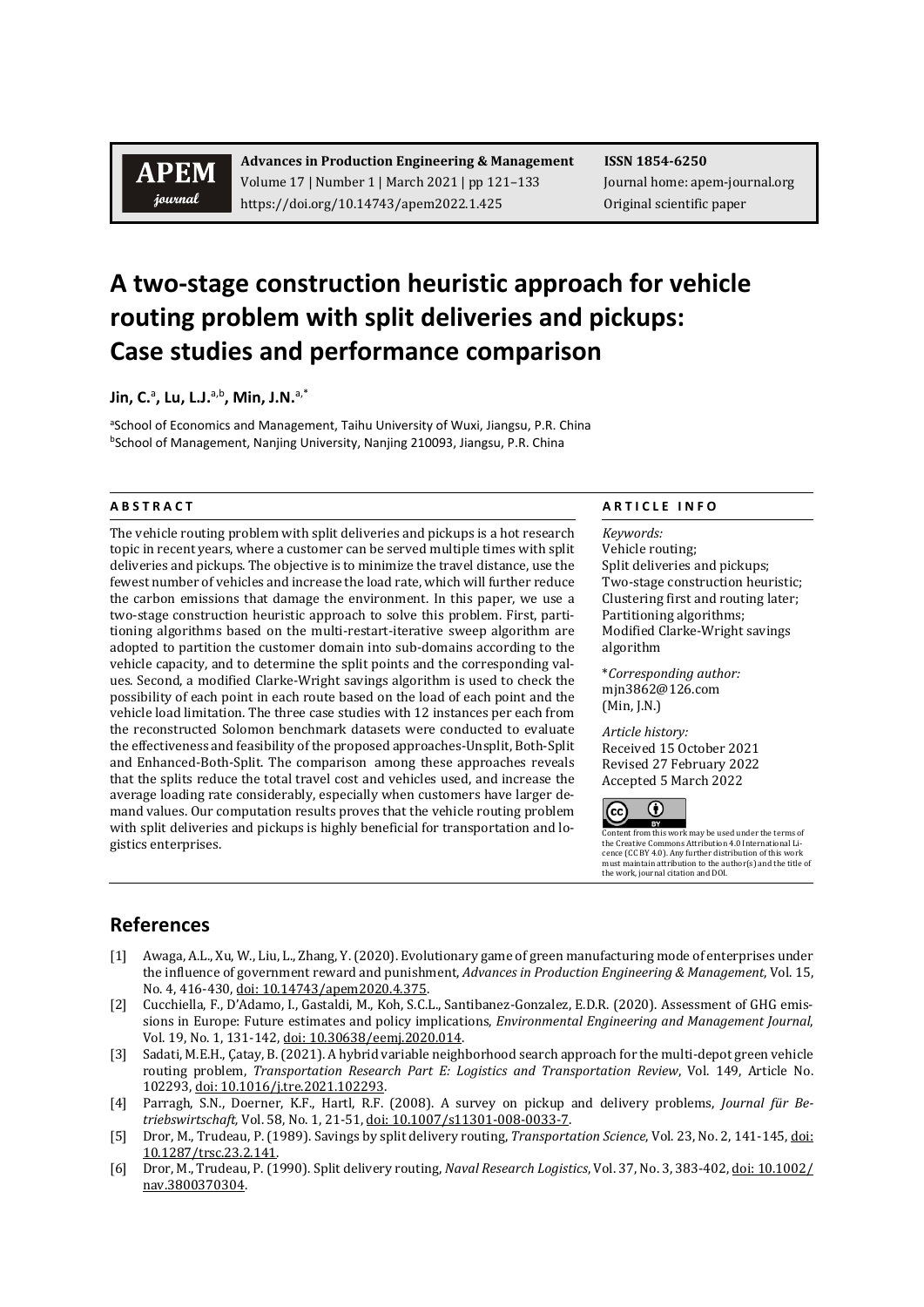**Advances in Production Engineering & Management**
Volume 17 | Number 1 | March 2021 | pp 121–133
https://doi.org/10.14743/apem2022.1.425

**ISSN 1854-6250**
Journal home: apem-journal.org
Original scientific paper

# A two-stage construction heuristic approach for vehicle routing problem with split deliveries and pickups: Case studies and performance comparison

**Jin, C.**[a], **Lu, L.J.**[a,b], **Min, J.N.**[a,*]

[a]School of Economics and Management, Taihu University of Wuxi, Jiangsu, P.R. China
[b]School of Management, Nanjing University, Nanjing 210093, Jiangsu, P.R. China

**A B S T R A C T**

The vehicle routing problem with split deliveries and pickups is a hot research topic in recent years, where a customer can be served multiple times with split deliveries and pickups. The objective is to minimize the travel distance, use the fewest number of vehicles and increase the load rate, which will further reduce the carbon emissions that damage the environment. In this paper, we use a two-stage construction heuristic approach to solve this problem. First, partitioning algorithms based on the multi-restart-iterative sweep algorithm are adopted to partition the customer domain into sub-domains according to the vehicle capacity, and to determine the split points and the corresponding values. Second, a modified Clarke-Wright savings algorithm is used to check the possibility of each point in each route based on the load of each point and the vehicle load limitation. The three case studies with 12 instances per each from the reconstructed Solomon benchmark datasets were conducted to evaluate the effectiveness and feasibility of the proposed approaches-Unsplit, Both-Split and Enhanced-Both-Split. The comparison among these approaches reveals that the splits reduce the total travel cost and vehicles used, and increase the average loading rate considerably, especially when customers have larger demand values. Our computation results proves that the vehicle routing problem with split deliveries and pickups is highly beneficial for transportation and logistics enterprises.

**A R T I C L E I N F O**

*Keywords:*
Vehicle routing;
Split deliveries and pickups;
Two-stage construction heuristic;
Clustering first and routing later;
Partitioning algorithms;
Modified Clarke-Wright savings algorithm

\**Corresponding author:*
mjn3862@126.com
(Min, J.N.)

*Article history:*
Received 15 October 2021
Revised 27 February 2022
Accepted 5 March 2022

Content from this work may be used under the terms of the Creative Commons Attribution 4.0 International Licence (CC BY 4.0). Any further distribution of this work must maintain attribution to the author(s) and the title of the work, journal citation and DOI.

## References

[1] Awaga, A.L., Xu, W., Liu, L., Zhang, Y. (2020). Evolutionary game of green manufacturing mode of enterprises under the influence of government reward and punishment, *Advances in Production Engineering & Management*, Vol. 15, No. 4, 416-430, doi: 10.14743/apem2020.4.375.

[2] Cucchiella, F., D'Adamo, I., Gastaldi, M., Koh, S.C.L., Santibanez-Gonzalez, E.D.R. (2020). Assessment of GHG emissions in Europe: Future estimates and policy implications, *Environmental Engineering and Management Journal*, Vol. 19, No. 1, 131-142, doi: 10.30638/eemj.2020.014.

[3] Sadati, M.E.H., Çatay, B. (2021). A hybrid variable neighborhood search approach for the multi-depot green vehicle routing problem, *Transportation Research Part E: Logistics and Transportation Review*, Vol. 149, Article No. 102293, doi: 10.1016/j.tre.2021.102293.

[4] Parragh, S.N., Doerner, K.F., Hartl, R.F. (2008). A survey on pickup and delivery problems, *Journal für Betriebswirtschaft,* Vol. 58, No. 1, 21-51, doi: 10.1007/s11301-008-0033-7.

[5] Dror, M., Trudeau, P. (1989). Savings by split delivery routing, *Transportation Science*, Vol. 23, No. 2, 141-145, doi: 10.1287/trsc.23.2.141.

[6] Dror, M., Trudeau, P. (1990). Split delivery routing, *Naval Research Logistics*, Vol. 37, No. 3, 383-402, doi: 10.1002/nav.3800370304.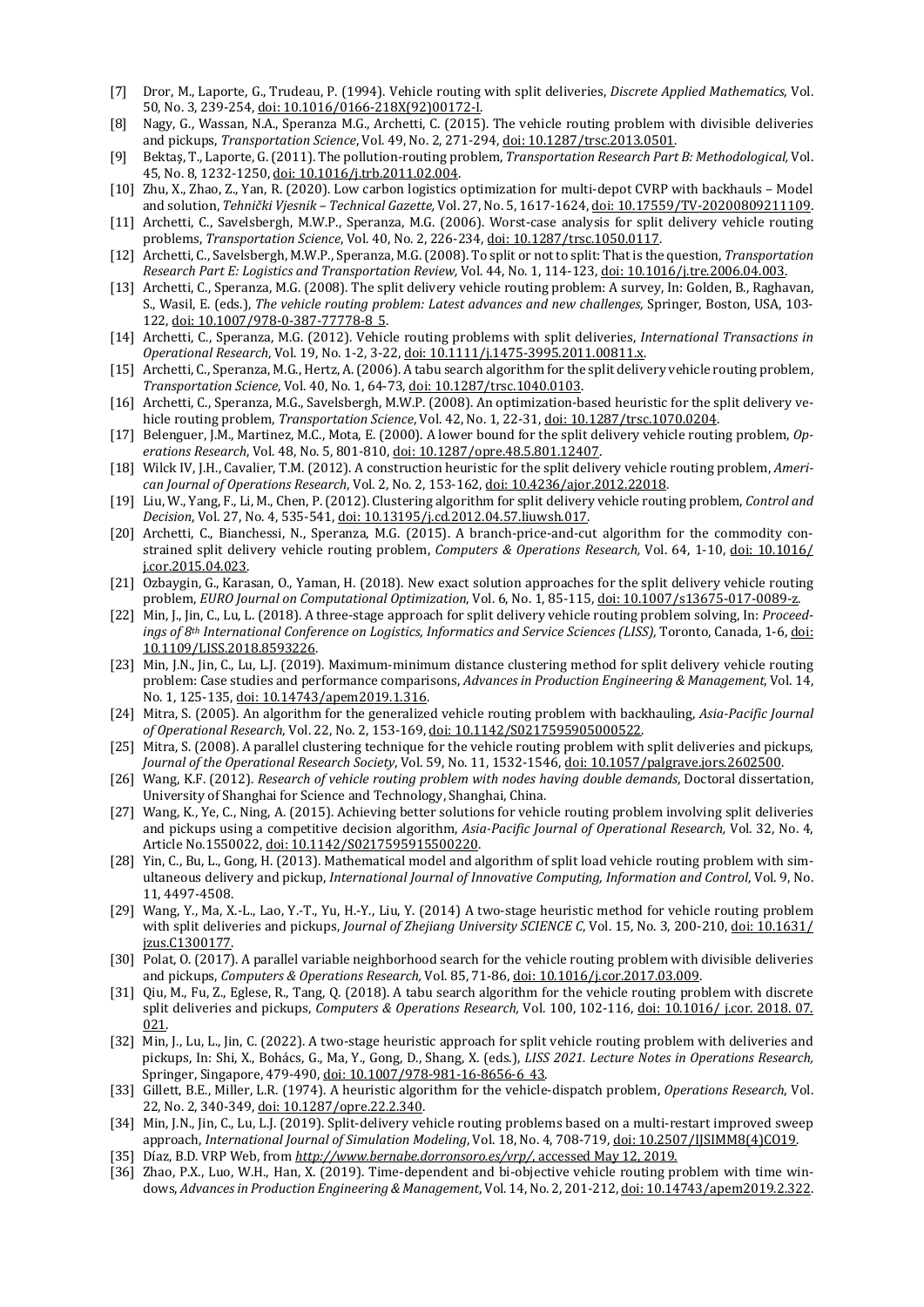[7] Dror, M., Laporte, G., Trudeau, P. (1994). Vehicle routing with split deliveries, *Discrete Applied Mathematics*, Vol. 50, No. 3, 239-254, doi: 10.1016/0166-218X(92)00172-I.

[8] Nagy, G., Wassan, N.A., Speranza M.G., Archetti, C. (2015). The vehicle routing problem with divisible deliveries and pickups, *Transportation Science*, Vol. 49, No. 2, 271-294, doi: 10.1287/trsc.2013.0501.

[9] Bektaș, T., Laporte, G. (2011). The pollution-routing problem, *Transportation Research Part B: Methodological,* Vol. 45, No. 8, 1232-1250, doi: 10.1016/j.trb.2011.02.004.

[10] Zhu, X., Zhao, Z., Yan, R. (2020). Low carbon logistics optimization for multi-depot CVRP with backhauls – Model and solution, *Tehnički Vjesnik – Technical Gazette,* Vol. 27, No. 5, 1617-1624, doi: 10.17559/TV-20200809211109.

[11] Archetti, C., Savelsbergh, M.W.P., Speranza, M.G. (2006). Worst-case analysis for split delivery vehicle routing problems, *Transportation Science*, Vol. 40, No. 2, 226-234, doi: 10.1287/trsc.1050.0117.

[12] Archetti, C., Savelsbergh, M.W.P., Speranza, M.G. (2008). To split or not to split: That is the question, *Transportation Research Part E: Logistics and Transportation Review,* Vol. 44, No. 1, 114-123, doi: 10.1016/j.tre.2006.04.003.

[13] Archetti, C., Speranza, M.G. (2008). The split delivery vehicle routing problem: A survey, In: Golden, B., Raghavan, S., Wasil, E. (eds.), *The vehicle routing problem: Latest advances and new challenges,* Springer, Boston, USA, 103-122, doi: 10.1007/978-0-387-77778-8_5.

[14] Archetti, C., Speranza, M.G. (2012). Vehicle routing problems with split deliveries, *International Transactions in Operational Research*, Vol. 19, No. 1-2, 3-22, doi: 10.1111/j.1475-3995.2011.00811.x.

[15] Archetti, C., Speranza, M.G., Hertz, A. (2006). A tabu search algorithm for the split delivery vehicle routing problem, *Transportation Science*, Vol. 40, No. 1, 64-73, doi: 10.1287/trsc.1040.0103.

[16] Archetti, C., Speranza, M.G., Savelsbergh, M.W.P. (2008). An optimization-based heuristic for the split delivery vehicle routing problem, *Transportation Science*, Vol. 42, No. 1, 22-31, doi: 10.1287/trsc.1070.0204.

[17] Belenguer, J.M., Martinez, M.C., Mota, E. (2000). A lower bound for the split delivery vehicle routing problem, *Operations Research*, Vol. 48, No. 5, 801-810, doi: 10.1287/opre.48.5.801.12407.

[18] Wilck IV, J.H., Cavalier, T.M. (2012). A construction heuristic for the split delivery vehicle routing problem, *American Journal of Operations Research*, Vol. 2, No. 2, 153-162, doi: 10.4236/ajor.2012.22018.

[19] Liu, W., Yang, F., Li, M., Chen, P. (2012). Clustering algorithm for split delivery vehicle routing problem, *Control and Decision*, Vol. 27, No. 4, 535-541, doi: 10.13195/j.cd.2012.04.57.liuwsh.017.

[20] Archetti, C., Bianchessi, N., Speranza, M.G. (2015). A branch-price-and-cut algorithm for the commodity constrained split delivery vehicle routing problem, *Computers & Operations Research,* Vol. 64, 1-10, doi: 10.1016/j.cor.2015.04.023.

[21] Ozbaygin, G., Karasan, O., Yaman, H. (2018). New exact solution approaches for the split delivery vehicle routing problem, *EURO Journal on Computational Optimization*, Vol. 6, No. 1, 85-115, doi: 10.1007/s13675-017-0089-z.

[22] Min, J., Jin, C., Lu, L. (2018). A three-stage approach for split delivery vehicle routing problem solving, In: *Proceedings of 8th International Conference on Logistics, Informatics and Service Sciences (LISS),* Toronto, Canada, 1-6, doi: 10.1109/LISS.2018.8593226.

[23] Min, J.N., Jin, C., Lu, L.J. (2019). Maximum-minimum distance clustering method for split delivery vehicle routing problem: Case studies and performance comparisons, *Advances in Production Engineering & Management*, Vol. 14, No. 1, 125-135, doi: 10.14743/apem2019.1.316.

[24] Mitra, S. (2005). An algorithm for the generalized vehicle routing problem with backhauling, *Asia-Pacific Journal of Operational Research*, Vol. 22, No. 2, 153-169, doi: 10.1142/S0217595905000522.

[25] Mitra, S. (2008). A parallel clustering technique for the vehicle routing problem with split deliveries and pickups, *Journal of the Operational Research Society*, Vol. 59, No. 11, 1532-1546, doi: 10.1057/palgrave.jors.2602500.

[26] Wang, K.F. (2012). *Research of vehicle routing problem with nodes having double demands*, Doctoral dissertation, University of Shanghai for Science and Technology, Shanghai, China.

[27] Wang, K., Ye, C., Ning, A. (2015). Achieving better solutions for vehicle routing problem involving split deliveries and pickups using a competitive decision algorithm, *Asia-Pacific Journal of Operational Research,* Vol. 32, No. 4, Article No.1550022, doi: 10.1142/S0217595915500220.

[28] Yin, C., Bu, L., Gong, H. (2013). Mathematical model and algorithm of split load vehicle routing problem with simultaneous delivery and pickup, *International Journal of Innovative Computing, Information and Control*, Vol. 9, No. 11, 4497-4508.

[29] Wang, Y., Ma, X.-L., Lao, Y.-T., Yu, H.-Y., Liu, Y. (2014) A two-stage heuristic method for vehicle routing problem with split deliveries and pickups, *Journal of Zhejiang University SCIENCE C*, Vol. 15, No. 3, 200-210, doi: 10.1631/jzus.C1300177.

[30] Polat, O. (2017). A parallel variable neighborhood search for the vehicle routing problem with divisible deliveries and pickups, *Computers & Operations Research,* Vol. 85, 71-86, doi: 10.1016/j.cor.2017.03.009.

[31] Qiu, M., Fu, Z., Eglese, R., Tang, Q. (2018). A tabu search algorithm for the vehicle routing problem with discrete split deliveries and pickups, *Computers & Operations Research,* Vol. 100, 102-116, doi: 10.1016/ j.cor. 2018. 07. 021.

[32] Min, J., Lu, L., Jin, C. (2022). A two-stage heuristic approach for split vehicle routing problem with deliveries and pickups, In: Shi, X., Bohács, G., Ma, Y., Gong, D., Shang, X. (eds.), *LISS 2021. Lecture Notes in Operations Research,* Springer, Singapore, 479-490, doi: 10.1007/978-981-16-8656-6_43.

[33] Gillett, B.E., Miller, L.R. (1974). A heuristic algorithm for the vehicle-dispatch problem, *Operations Research*, Vol. 22, No. 2, 340-349, doi: 10.1287/opre.22.2.340.

[34] Min, J.N., Jin, C., Lu, L.J. (2019). Split-delivery vehicle routing problems based on a multi-restart improved sweep approach, *International Journal of Simulation Modeling*, Vol. 18, No. 4, 708-719, doi: 10.2507/IJSIMM8(4)CO19.

[35] Díaz, B.D. VRP Web, from *http://www.bernabe.dorronsoro.es/vrp/*, accessed May 12, 2019.

[36] Zhao, P.X., Luo, W.H., Han, X. (2019). Time-dependent and bi-objective vehicle routing problem with time windows, *Advances in Production Engineering & Management*, Vol. 14, No. 2, 201-212, doi: 10.14743/apem2019.2.322.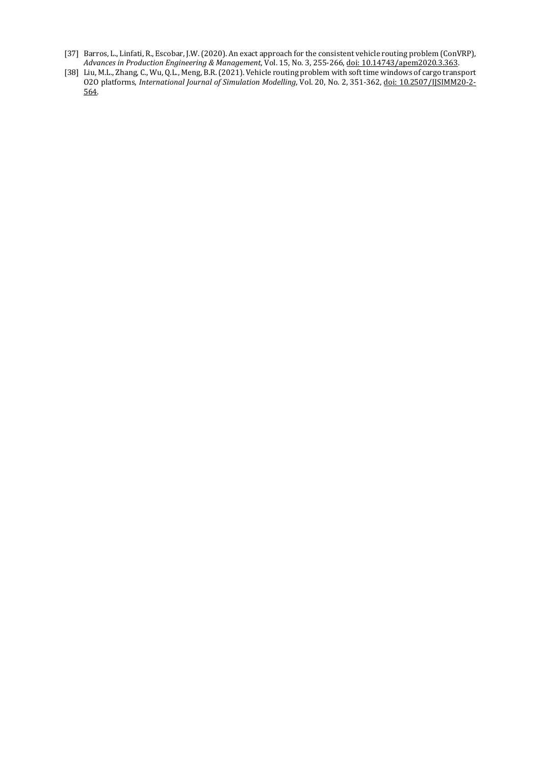[37] Barros, L., Linfati, R., Escobar, J.W. (2020). An exact approach for the consistent vehicle routing problem (ConVRP), *Advances in Production Engineering & Management*, Vol. 15, No. 3, 255-266, doi: 10.14743/apem2020.3.363.

[38] Liu, M.L., Zhang, C., Wu, Q.L., Meng, B.R. (2021). Vehicle routing problem with soft time windows of cargo transport O2O platforms, *International Journal of Simulation Modelling*, Vol. 20, No. 2, 351-362, doi: 10.2507/IJSIMM20-2-564.